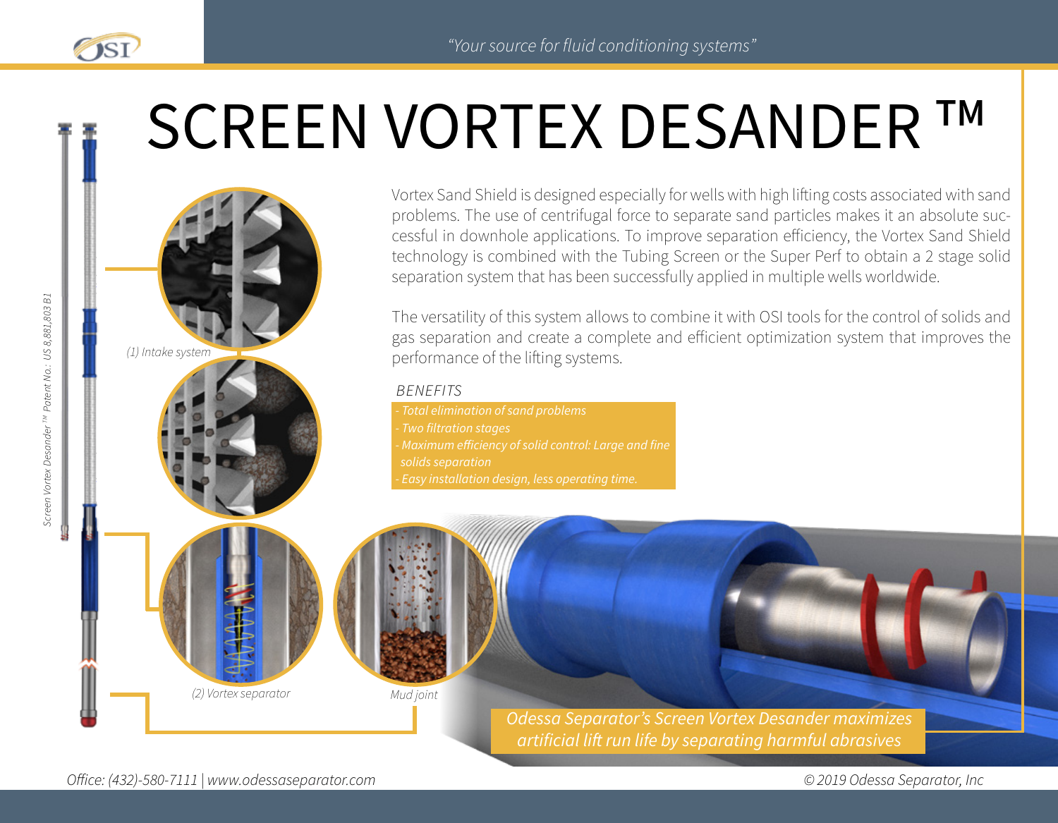# SCREEN VORTEX DESANDER ™

Vortex Sand Shield is designed especially for wells with high lifting costs associated with sand problems. The use of centrifugal force to separate sand particles makes it an absolute successful in downhole applications. To improve separation efficiency, the Vortex Sand Shield technology is combined with the Tubing Screen or the Super Perf to obtain a 2 stage solid separation system that has been successfully applied in multiple wells worldwide.

The versatility of this system allows to combine it with OSI tools for the control of solids and gas separation and create a complete and efficient optimization system that improves the performance of the lifting systems.

## BENEFITS

- *Total elimination of sand problems*
- *Two filtration stages*
- *Maximum efficiency of solid control: Large and fine solids separation*
- *Easy installation design, less operating time.*

*(1) Intake system*

*(2) Vortex separator*

*Mud joint*

*Screen Vortex Desander ™ Patent No.: US 8,881,803 B1*

*Odessa Separator's Screen Vortex Desander maximizes artificial lift run life by separating harmful abrasives*

*Office: (432)-580-7111 | www.odessaseparator.com*

*© 2019 Odessa Separator, Inc*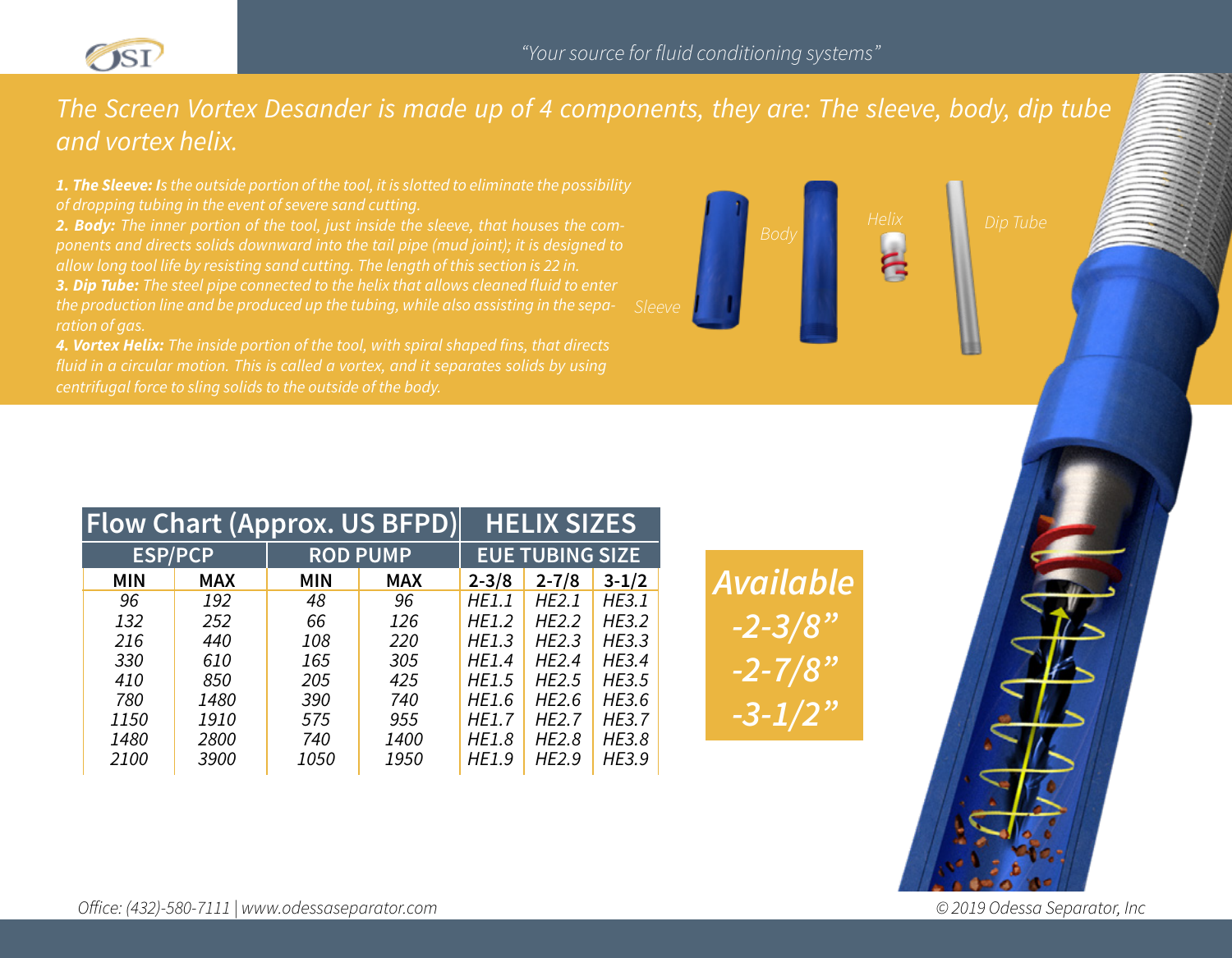*"Your source for fluid conditioning systems"*

## *The Screen Vortex Desander is made up of 4 components, they are: The sleeve, body, dip tube and vortex helix.*

*1. **The Sleeve:** Is the outside portion of the tool, it is slotted to eliminate the possibility of dropping tubing in the event of severe sand cutting.*

*2. **Body:** The inner portion of the tool, just inside the sleeve, that houses the components and directs solids downward into the tail pipe (mud joint); it is designed to allow long tool life by resisting sand cutting. The length of this section is 22 in.*

*3. **Dip Tube:** The steel pipe connected to the helix that allows cleaned fluid to enter the production line and be produced up the tubing, while also assisting in the separation of gas.*

*4. **Vortex Helix:** The inside portion of the tool, with spiral shaped fins, that directs fluid in a circular motion. This is called a vortex, and it separates solids by using centrifugal force to sling solids to the outside of the body.*

*Sleeve* *Body* *Helix* *Dip Tube*

| Flow Chart (Approx. US BFPD) | | | | HELIX SIZES | | |
|---|---|---|---|---|---|---|
| ESP/PCP | | ROD PUMP | | EUE TUBING SIZE | | |
| MIN | MAX | MIN | MAX | 2-3/8 | 2-7/8 | 3-1/2 |
| 96 | 192 | 48 | 96 | HE1.1 | HE2.1 | HE3.1 |
| 132 | 252 | 66 | 126 | HE1.2 | HE2.2 | HE3.2 |
| 216 | 440 | 108 | 220 | HE1.3 | HE2.3 | HE3.3 |
| 330 | 610 | 165 | 305 | HE1.4 | HE2.4 | HE3.4 |
| 410 | 850 | 205 | 425 | HE1.5 | HE2.5 | HE3.5 |
| 780 | 1480 | 390 | 740 | HE1.6 | HE2.6 | HE3.6 |
| 1150 | 1910 | 575 | 955 | HE1.7 | HE2.7 | HE3.7 |
| 1480 | 2800 | 740 | 1400 | HE1.8 | HE2.8 | HE3.8 |
| 2100 | 3900 | 1050 | 1950 | HE1.9 | HE2.9 | HE3.9 |

***Available***
***-2-3/8"***
***-2-7/8"***
***-3-1/2"***

*Office: (432)-580-7111 | www.odessaseparator.com*

*© 2019 Odessa Separator, Inc*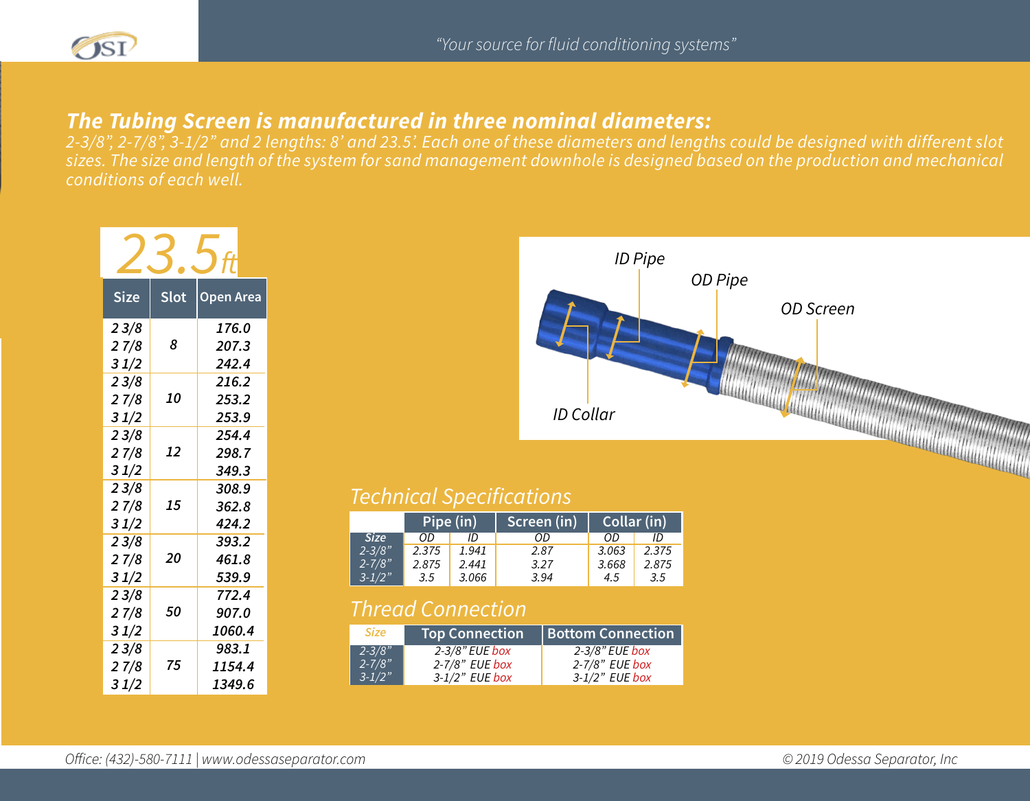## *The Tubing Screen is manufactured in three nominal diameters:*

*2-3/8", 2-7/8", 3-1/2" and 2 lengths: 8' and 23.5'. Each one of these diameters and lengths could be designed with different slot sizes. The size and length of the system for sand management downhole is designed based on the production and mechanical conditions of each well.*

### 23.5ft

| Size | Slot | Open Area |
|---|---|---|
| 2 3/8 | 8 | 176.0 |
| 2 7/8 | | 207.3 |
| 3 1/2 | | 242.4 |
| 2 3/8 | 10 | 216.2 |
| 2 7/8 | | 253.2 |
| 3 1/2 | | 253.9 |
| 2 3/8 | 12 | 254.4 |
| 2 7/8 | | 298.7 |
| 3 1/2 | | 349.3 |
| 2 3/8 | 15 | 308.9 |
| 2 7/8 | | 362.8 |
| 3 1/2 | | 424.2 |
| 2 3/8 | 20 | 393.2 |
| 2 7/8 | | 461.8 |
| 3 1/2 | | 539.9 |
| 2 3/8 | 50 | 772.4 |
| 2 7/8 | | 907.0 |
| 3 1/2 | | 1060.4 |
| 2 3/8 | 75 | 983.1 |
| 2 7/8 | | 1154.4 |
| 3 1/2 | | 1349.6 |

ID Pipe

OD Pipe

OD Screen

ID Collar

### Technical Specifications

| | Pipe (in) | | Screen (in) | Collar (in) | |
|---|---|---|---|---|---|
| Size | OD | ID | OD | OD | ID |
| 2-3/8" | 2.375 | 1.941 | 2.87 | 3.063 | 2.375 |
| 2-7/8" | 2.875 | 2.441 | 3.27 | 3.668 | 2.875 |
| 3-1/2" | 3.5 | 3.066 | 3.94 | 4.5 | 3.5 |

### Thread Connection

| Size | Top Connection | Bottom Connection |
|---|---|---|
| 2-3/8" | 2-3/8" EUE box | 2-3/8" EUE box |
| 2-7/8" | 2-7/8" EUE box | 2-7/8" EUE box |
| 3-1/2" | 3-1/2" EUE box | 3-1/2" EUE box |